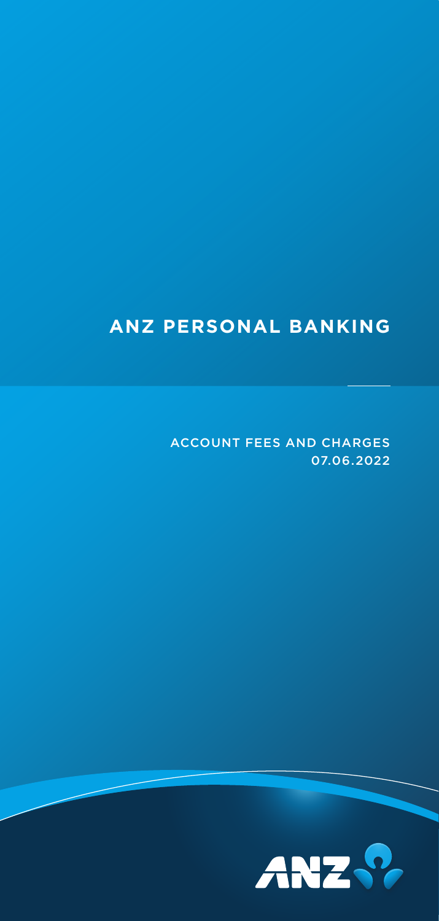# ANZ PERSONAL BANKING

ACCOUNT FEES AND CHARGES
07.06.2022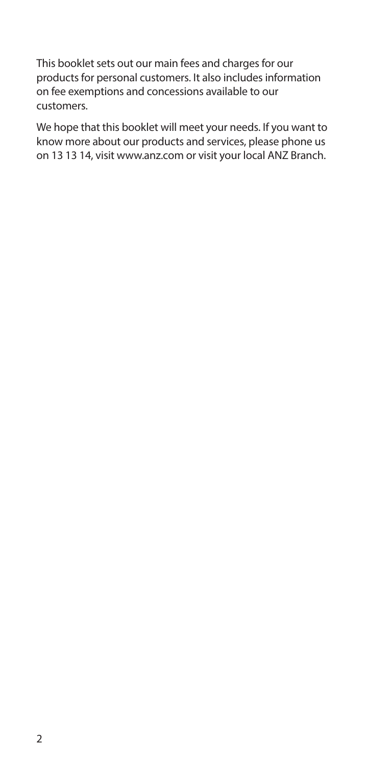This booklet sets out our main fees and charges for our products for personal customers. It also includes information on fee exemptions and concessions available to our customers.

We hope that this booklet will meet your needs. If you want to know more about our products and services, please phone us on 13 13 14, visit www.anz.com or visit your local ANZ Branch.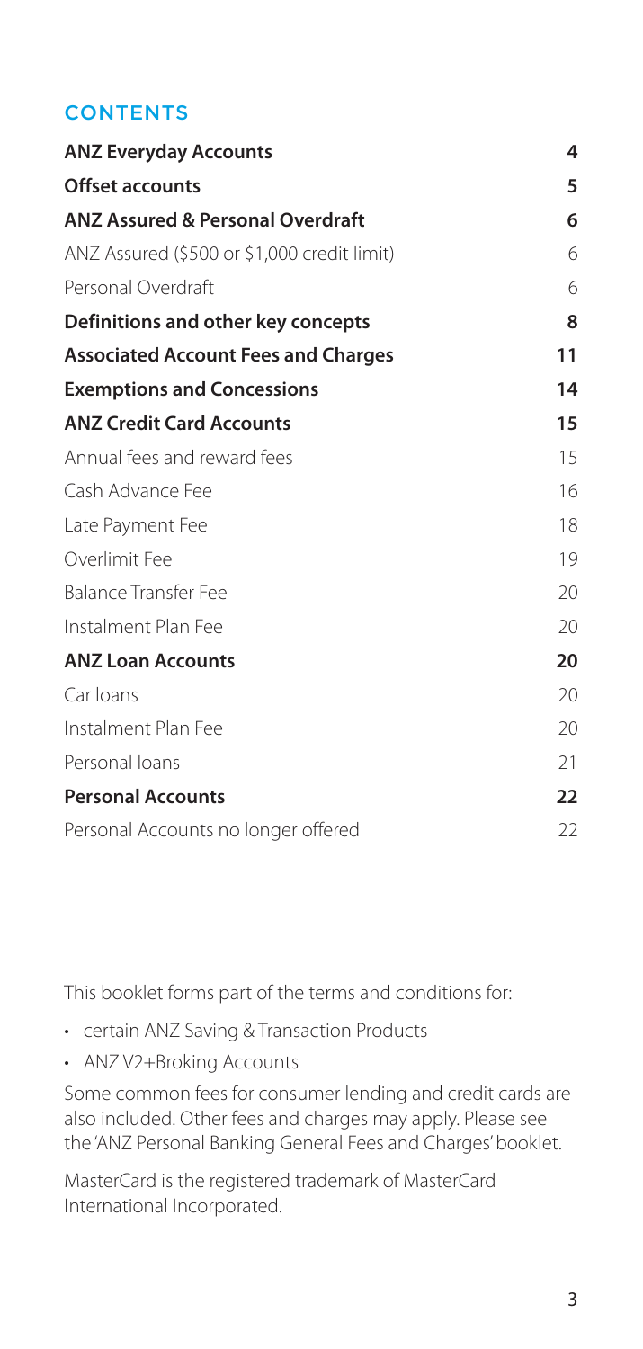## CONTENTS

| | |
|---|---|
| **ANZ Everyday Accounts** | **4** |
| **Offset accounts** | **5** |
| **ANZ Assured & Personal Overdraft** | **6** |
| ANZ Assured ($500 or $1,000 credit limit) | 6 |
| Personal Overdraft | 6 |
| **Definitions and other key concepts** | **8** |
| **Associated Account Fees and Charges** | **11** |
| **Exemptions and Concessions** | **14** |
| **ANZ Credit Card Accounts** | **15** |
| Annual fees and reward fees | 15 |
| Cash Advance Fee | 16 |
| Late Payment Fee | 18 |
| Overlimit Fee | 19 |
| Balance Transfer Fee | 20 |
| Instalment Plan Fee | 20 |
| **ANZ Loan Accounts** | **20** |
| Car loans | 20 |
| Instalment Plan Fee | 20 |
| Personal loans | 21 |
| **Personal Accounts** | **22** |
| Personal Accounts no longer offered | 22 |

This booklet forms part of the terms and conditions for:

- certain ANZ Saving & Transaction Products
- ANZ V2+Broking Accounts

Some common fees for consumer lending and credit cards are also included. Other fees and charges may apply. Please see the 'ANZ Personal Banking General Fees and Charges' booklet.

MasterCard is the registered trademark of MasterCard International Incorporated.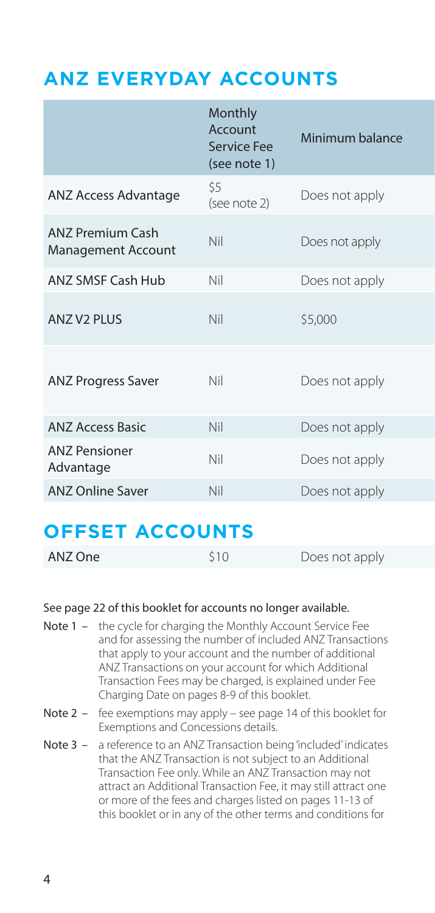## ANZ EVERYDAY ACCOUNTS

| | Monthly Account Service Fee (see note 1) | Minimum balance |
|---|---|---|
| ANZ Access Advantage | $5 (see note 2) | Does not apply |
| ANZ Premium Cash Management Account | Nil | Does not apply |
| ANZ SMSF Cash Hub | Nil | Does not apply |
| ANZ V2 PLUS | Nil | $5,000 |
| ANZ Progress Saver | Nil | Does not apply |
| ANZ Access Basic | Nil | Does not apply |
| ANZ Pensioner Advantage | Nil | Does not apply |
| ANZ Online Saver | Nil | Does not apply |

## OFFSET ACCOUNTS

| | | |
|---|---|---|
| ANZ One | $10 | Does not apply |

See page 22 of this booklet for accounts no longer available.

**Note 1 –** the cycle for charging the Monthly Account Service Fee and for assessing the number of included ANZ Transactions that apply to your account and the number of additional ANZ Transactions on your account for which Additional Transaction Fees may be charged, is explained under Fee Charging Date on pages 8-9 of this booklet.

**Note 2 –** fee exemptions may apply – see page 14 of this booklet for Exemptions and Concessions details.

**Note 3 –** a reference to an ANZ Transaction being 'included' indicates that the ANZ Transaction is not subject to an Additional Transaction Fee only. While an ANZ Transaction may not attract an Additional Transaction Fee, it may still attract one or more of the fees and charges listed on pages 11-13 of this booklet or in any of the other terms and conditions for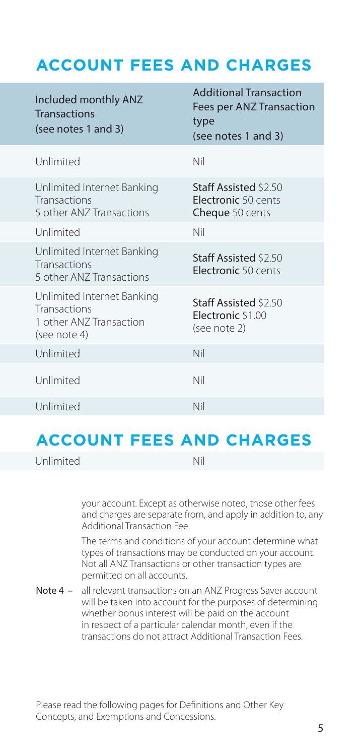## ACCOUNT FEES AND CHARGES

| Included monthly ANZ Transactions (see notes 1 and 3) | Additional Transaction Fees per ANZ Transaction type (see notes 1 and 3) |
|---|---|
| Unlimited | Nil |
| Unlimited Internet Banking Transactions 5 other ANZ Transactions | **Staff Assisted** $2.50 **Electronic** 50 cents **Cheque** 50 cents |
| Unlimited | Nil |
| Unlimited Internet Banking Transactions 5 other ANZ Transactions | **Staff Assisted** $2.50 **Electronic** 50 cents |
| Unlimited Internet Banking Transactions 1 other ANZ Transaction (see note 4) | **Staff Assisted** $2.50 **Electronic** $1.00 (see note 2) |
| Unlimited | Nil |
| Unlimited | Nil |
| Unlimited | Nil |

## ACCOUNT FEES AND CHARGES

| | |
|---|---|
| Unlimited | Nil |

your account. Except as otherwise noted, those other fees and charges are separate from, and apply in addition to, any Additional Transaction Fee.

The terms and conditions of your account determine what types of transactions may be conducted on your account. Not all ANZ Transactions or other transaction types are permitted on all accounts.

Note 4 – all relevant transactions on an ANZ Progress Saver account will be taken into account for the purposes of determining whether bonus interest will be paid on the account in respect of a particular calendar month, even if the transactions do not attract Additional Transaction Fees.

Please read the following pages for Definitions and Other Key Concepts, and Exemptions and Concessions.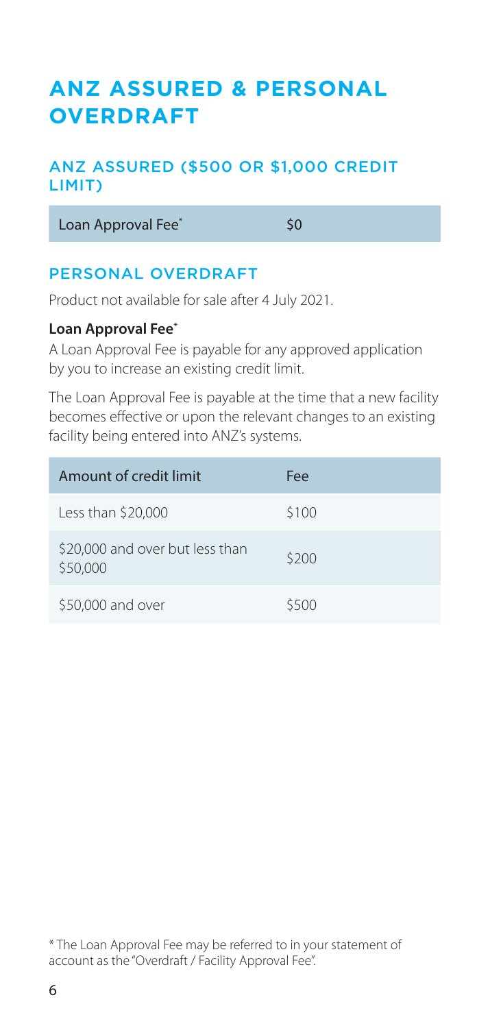# ANZ ASSURED & PERSONAL OVERDRAFT

## ANZ ASSURED ($500 OR $1,000 CREDIT LIMIT)

| Loan Approval Fee* | $0 |
| --- | --- |

## PERSONAL OVERDRAFT

Product not available for sale after 4 July 2021.

**Loan Approval Fee***

A Loan Approval Fee is payable for any approved application by you to increase an existing credit limit.

The Loan Approval Fee is payable at the time that a new facility becomes effective or upon the relevant changes to an existing facility being entered into ANZ's systems.

| Amount of credit limit | Fee |
| --- | --- |
| Less than $20,000 | $100 |
| $20,000 and over but less than $50,000 | $200 |
| $50,000 and over | $500 |

* The Loan Approval Fee may be referred to in your statement of account as the "Overdraft / Facility Approval Fee".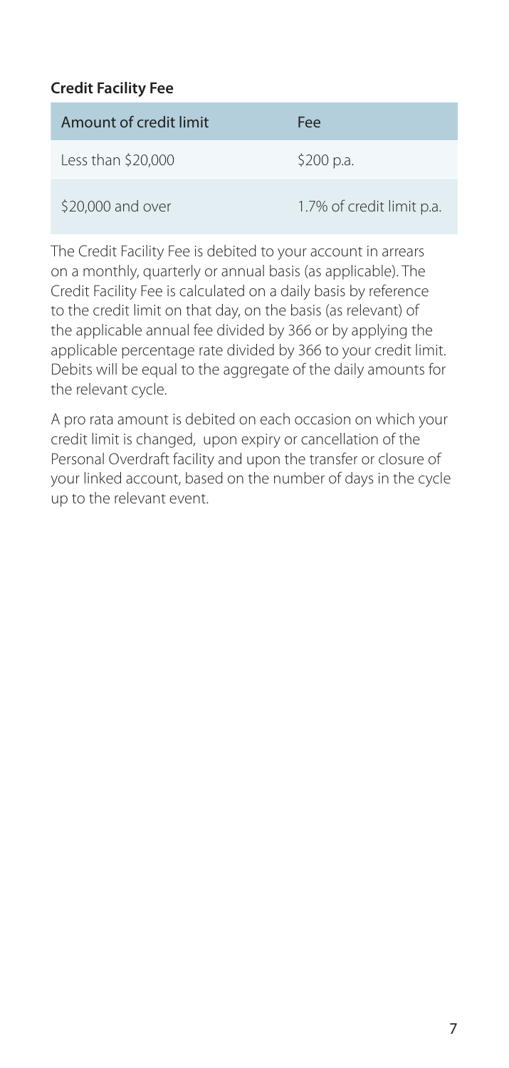**Credit Facility Fee**

| Amount of credit limit | Fee |
| --- | --- |
| Less than $20,000 | $200 p.a. |
| $20,000 and over | 1.7% of credit limit p.a. |

The Credit Facility Fee is debited to your account in arrears on a monthly, quarterly or annual basis (as applicable). The Credit Facility Fee is calculated on a daily basis by reference to the credit limit on that day, on the basis (as relevant) of the applicable annual fee divided by 366 or by applying the applicable percentage rate divided by 366 to your credit limit. Debits will be equal to the aggregate of the daily amounts for the relevant cycle.

A pro rata amount is debited on each occasion on which your credit limit is changed, upon expiry or cancellation of the Personal Overdraft facility and upon the transfer or closure of your linked account, based on the number of days in the cycle up to the relevant event.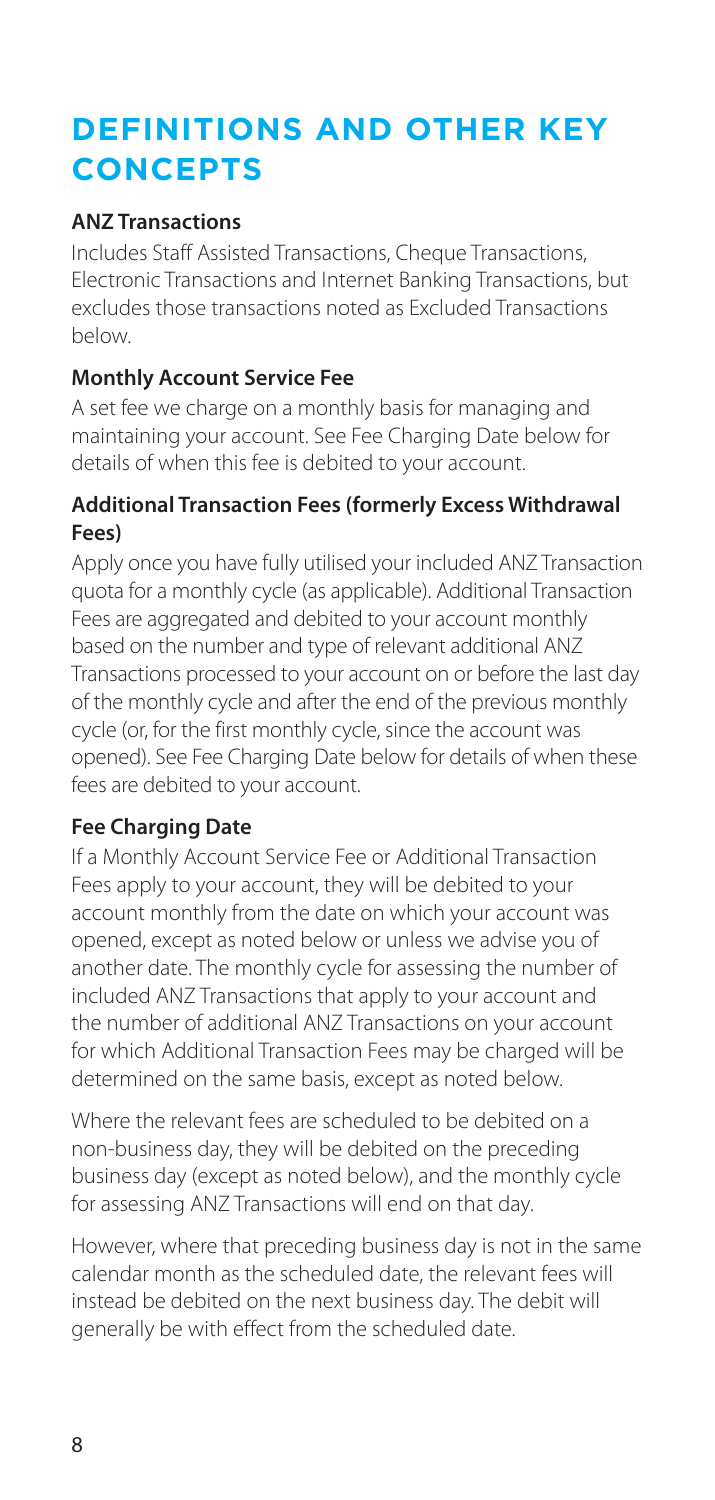# DEFINITIONS AND OTHER KEY CONCEPTS

**ANZ Transactions**

Includes Staff Assisted Transactions, Cheque Transactions, Electronic Transactions and Internet Banking Transactions, but excludes those transactions noted as Excluded Transactions below.

**Monthly Account Service Fee**

A set fee we charge on a monthly basis for managing and maintaining your account. See Fee Charging Date below for details of when this fee is debited to your account.

**Additional Transaction Fees (formerly Excess Withdrawal Fees)**

Apply once you have fully utilised your included ANZ Transaction quota for a monthly cycle (as applicable). Additional Transaction Fees are aggregated and debited to your account monthly based on the number and type of relevant additional ANZ Transactions processed to your account on or before the last day of the monthly cycle and after the end of the previous monthly cycle (or, for the first monthly cycle, since the account was opened). See Fee Charging Date below for details of when these fees are debited to your account.

**Fee Charging Date**

If a Monthly Account Service Fee or Additional Transaction Fees apply to your account, they will be debited to your account monthly from the date on which your account was opened, except as noted below or unless we advise you of another date. The monthly cycle for assessing the number of included ANZ Transactions that apply to your account and the number of additional ANZ Transactions on your account for which Additional Transaction Fees may be charged will be determined on the same basis, except as noted below.

Where the relevant fees are scheduled to be debited on a non-business day, they will be debited on the preceding business day (except as noted below), and the monthly cycle for assessing ANZ Transactions will end on that day.

However, where that preceding business day is not in the same calendar month as the scheduled date, the relevant fees will instead be debited on the next business day. The debit will generally be with effect from the scheduled date.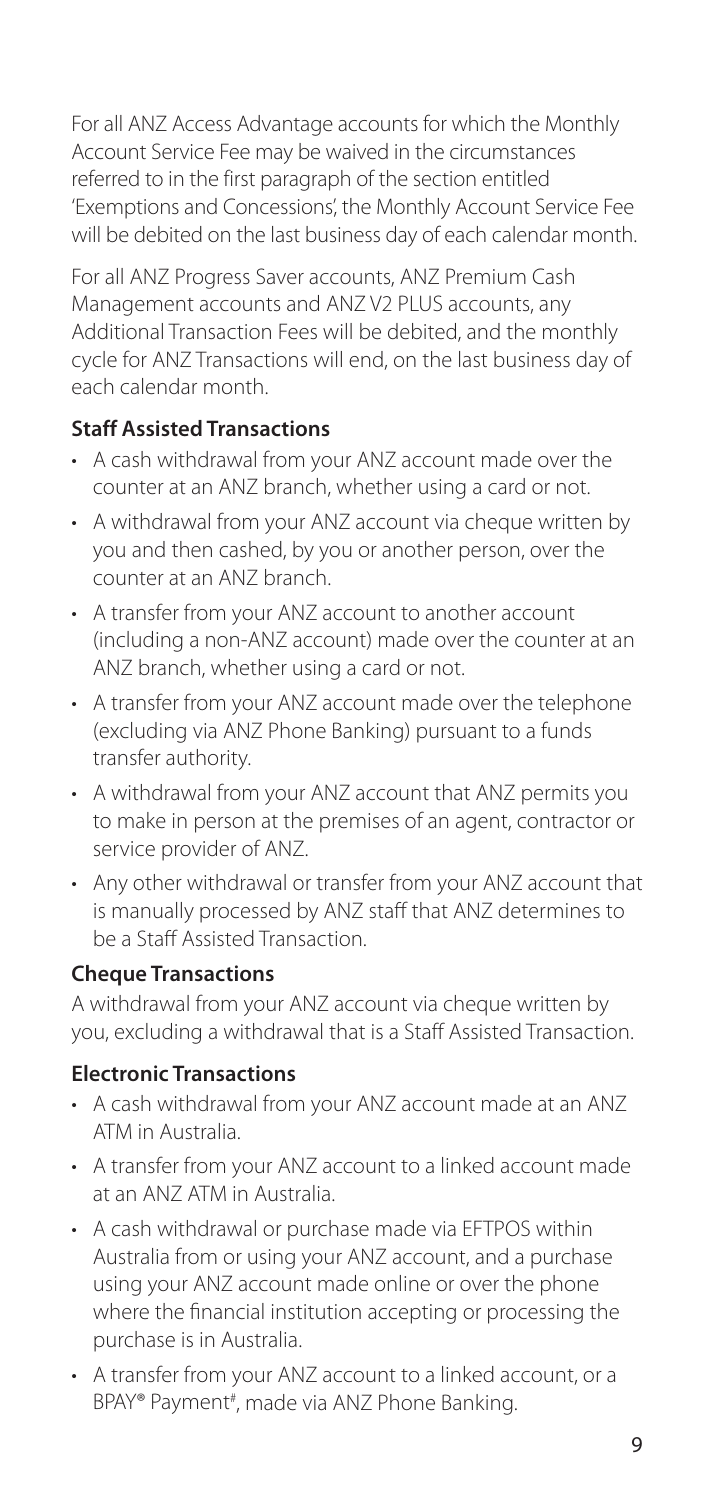For all ANZ Access Advantage accounts for which the Monthly Account Service Fee may be waived in the circumstances referred to in the first paragraph of the section entitled 'Exemptions and Concessions', the Monthly Account Service Fee will be debited on the last business day of each calendar month.

For all ANZ Progress Saver accounts, ANZ Premium Cash Management accounts and ANZ V2 PLUS accounts, any Additional Transaction Fees will be debited, and the monthly cycle for ANZ Transactions will end, on the last business day of each calendar month.

**Staff Assisted Transactions**

- A cash withdrawal from your ANZ account made over the counter at an ANZ branch, whether using a card or not.
- A withdrawal from your ANZ account via cheque written by you and then cashed, by you or another person, over the counter at an ANZ branch.
- A transfer from your ANZ account to another account (including a non-ANZ account) made over the counter at an ANZ branch, whether using a card or not.
- A transfer from your ANZ account made over the telephone (excluding via ANZ Phone Banking) pursuant to a funds transfer authority.
- A withdrawal from your ANZ account that ANZ permits you to make in person at the premises of an agent, contractor or service provider of ANZ.
- Any other withdrawal or transfer from your ANZ account that is manually processed by ANZ staff that ANZ determines to be a Staff Assisted Transaction.

**Cheque Transactions**

A withdrawal from your ANZ account via cheque written by you, excluding a withdrawal that is a Staff Assisted Transaction.

**Electronic Transactions**

- A cash withdrawal from your ANZ account made at an ANZ ATM in Australia.
- A transfer from your ANZ account to a linked account made at an ANZ ATM in Australia.
- A cash withdrawal or purchase made via EFTPOS within Australia from or using your ANZ account, and a purchase using your ANZ account made online or over the phone where the financial institution accepting or processing the purchase is in Australia.
- A transfer from your ANZ account to a linked account, or a BPAY® Payment[#], made via ANZ Phone Banking.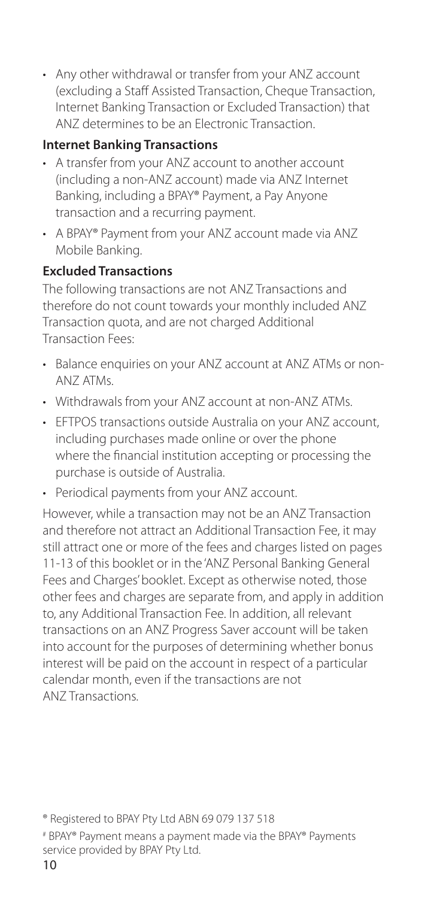- Any other withdrawal or transfer from your ANZ account (excluding a Staff Assisted Transaction, Cheque Transaction, Internet Banking Transaction or Excluded Transaction) that ANZ determines to be an Electronic Transaction.

**Internet Banking Transactions**

- A transfer from your ANZ account to another account (including a non-ANZ account) made via ANZ Internet Banking, including a BPAY® Payment, a Pay Anyone transaction and a recurring payment.
- A BPAY® Payment from your ANZ account made via ANZ Mobile Banking.

**Excluded Transactions**

The following transactions are not ANZ Transactions and therefore do not count towards your monthly included ANZ Transaction quota, and are not charged Additional Transaction Fees:

- Balance enquiries on your ANZ account at ANZ ATMs or non-ANZ ATMs.
- Withdrawals from your ANZ account at non-ANZ ATMs.
- EFTPOS transactions outside Australia on your ANZ account, including purchases made online or over the phone where the financial institution accepting or processing the purchase is outside of Australia.
- Periodical payments from your ANZ account.

However, while a transaction may not be an ANZ Transaction and therefore not attract an Additional Transaction Fee, it may still attract one or more of the fees and charges listed on pages 11-13 of this booklet or in the 'ANZ Personal Banking General Fees and Charges' booklet. Except as otherwise noted, those other fees and charges are separate from, and apply in addition to, any Additional Transaction Fee. In addition, all relevant transactions on an ANZ Progress Saver account will be taken into account for the purposes of determining whether bonus interest will be paid on the account in respect of a particular calendar month, even if the transactions are not ANZ Transactions.

® Registered to BPAY Pty Ltd ABN 69 079 137 518

# BPAY® Payment means a payment made via the BPAY® Payments service provided by BPAY Pty Ltd.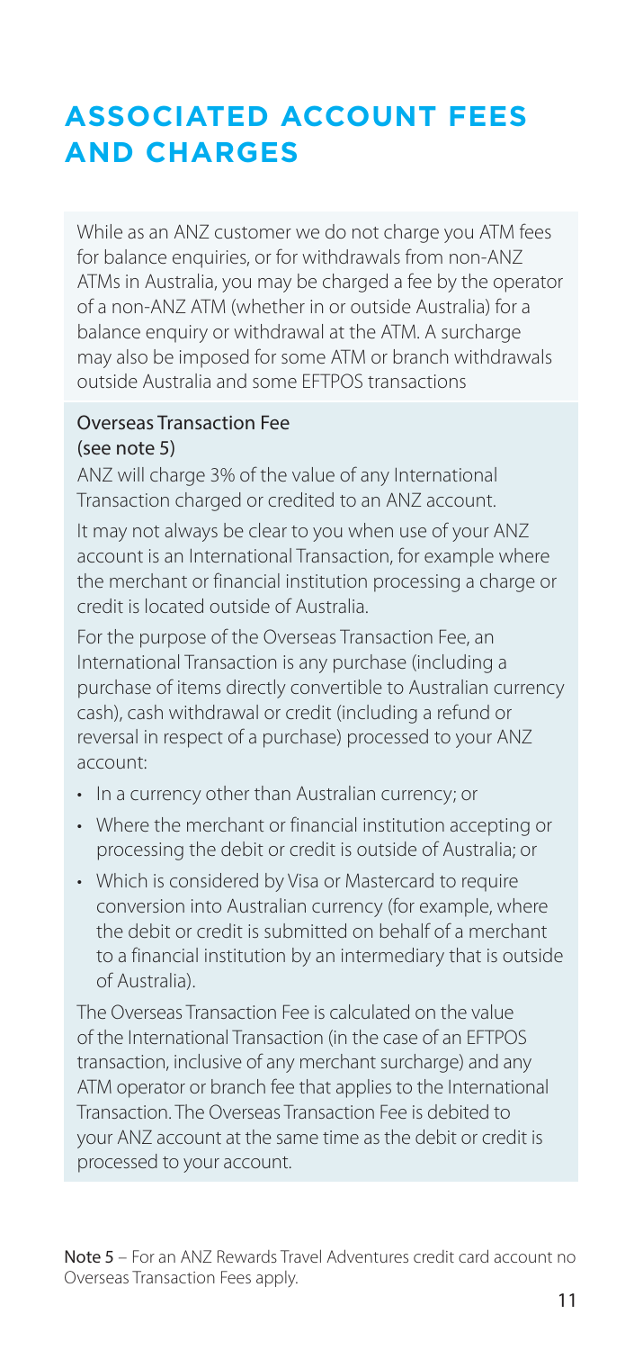# ASSOCIATED ACCOUNT FEES AND CHARGES

While as an ANZ customer we do not charge you ATM fees for balance enquiries, or for withdrawals from non-ANZ ATMs in Australia, you may be charged a fee by the operator of a non-ANZ ATM (whether in or outside Australia) for a balance enquiry or withdrawal at the ATM. A surcharge may also be imposed for some ATM or branch withdrawals outside Australia and some EFTPOS transactions

Overseas Transaction Fee (see note 5)

ANZ will charge 3% of the value of any International Transaction charged or credited to an ANZ account.

It may not always be clear to you when use of your ANZ account is an International Transaction, for example where the merchant or financial institution processing a charge or credit is located outside of Australia.

For the purpose of the Overseas Transaction Fee, an International Transaction is any purchase (including a purchase of items directly convertible to Australian currency cash), cash withdrawal or credit (including a refund or reversal in respect of a purchase) processed to your ANZ account:

- In a currency other than Australian currency; or
- Where the merchant or financial institution accepting or processing the debit or credit is outside of Australia; or
- Which is considered by Visa or Mastercard to require conversion into Australian currency (for example, where the debit or credit is submitted on behalf of a merchant to a financial institution by an intermediary that is outside of Australia).

The Overseas Transaction Fee is calculated on the value of the International Transaction (in the case of an EFTPOS transaction, inclusive of any merchant surcharge) and any ATM operator or branch fee that applies to the International Transaction. The Overseas Transaction Fee is debited to your ANZ account at the same time as the debit or credit is processed to your account.

**Note 5** – For an ANZ Rewards Travel Adventures credit card account no Overseas Transaction Fees apply.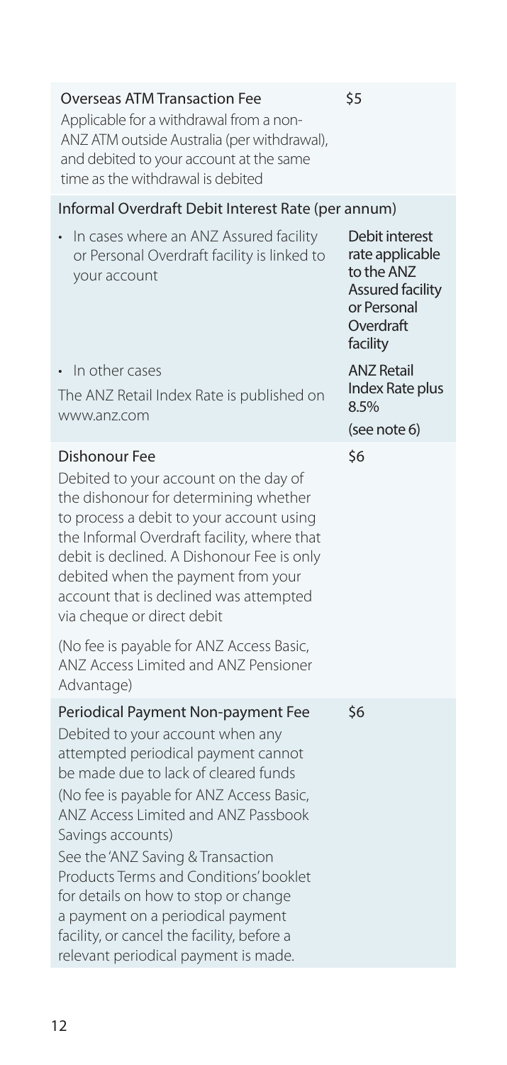| Fee | Amount |
|---|---|
| **Overseas ATM Transaction Fee**<br>Applicable for a withdrawal from a non-ANZ ATM outside Australia (per withdrawal), and debited to your account at the same time as the withdrawal is debited | $5 |
| **Informal Overdraft Debit Interest Rate (per annum)** | |
| • In cases where an ANZ Assured facility or Personal Overdraft facility is linked to your account | Debit interest rate applicable to the ANZ Assured facility or Personal Overdraft facility |
| • In other cases<br>The ANZ Retail Index Rate is published on www.anz.com | ANZ Retail Index Rate plus 8.5%<br>(see note 6) |
| **Dishonour Fee**<br>Debited to your account on the day of the dishonour for determining whether to process a debit to your account using the Informal Overdraft facility, where that debit is declined. A Dishonour Fee is only debited when the payment from your account that is declined was attempted via cheque or direct debit<br>(No fee is payable for ANZ Access Basic, ANZ Access Limited and ANZ Pensioner Advantage) | $6 |
| **Periodical Payment Non-payment Fee**<br>Debited to your account when any attempted periodical payment cannot be made due to lack of cleared funds<br>(No fee is payable for ANZ Access Basic, ANZ Access Limited and ANZ Passbook Savings accounts)<br>See the 'ANZ Saving & Transaction Products Terms and Conditions' booklet for details on how to stop or change a payment on a periodical payment facility, or cancel the facility, before a relevant periodical payment is made. | $6 |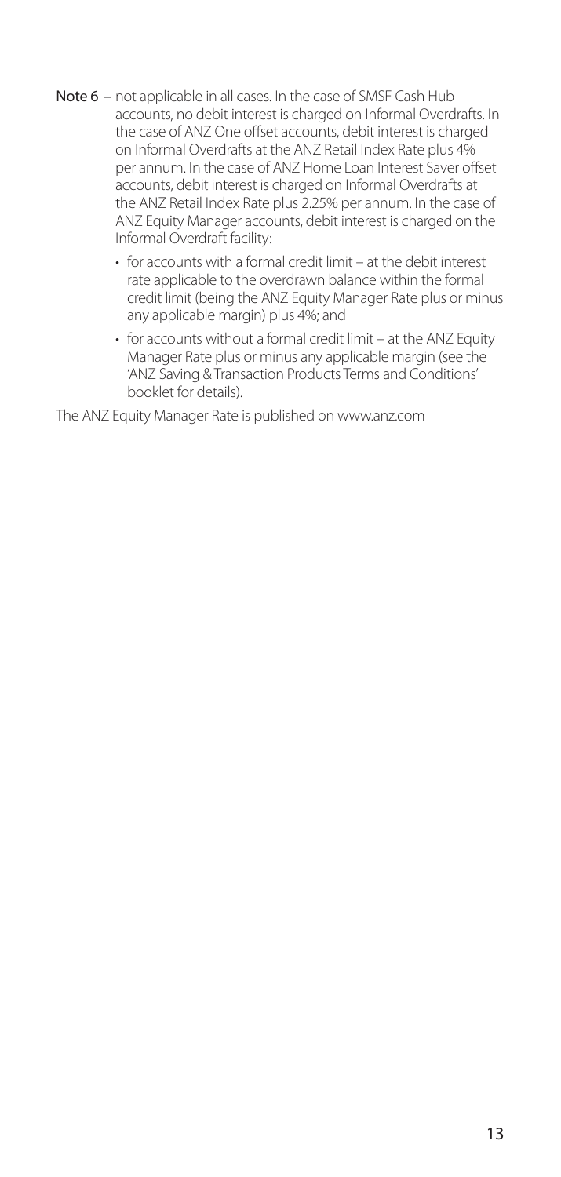**Note 6** – not applicable in all cases. In the case of SMSF Cash Hub accounts, no debit interest is charged on Informal Overdrafts. In the case of ANZ One offset accounts, debit interest is charged on Informal Overdrafts at the ANZ Retail Index Rate plus 4% per annum. In the case of ANZ Home Loan Interest Saver offset accounts, debit interest is charged on Informal Overdrafts at the ANZ Retail Index Rate plus 2.25% per annum. In the case of ANZ Equity Manager accounts, debit interest is charged on the Informal Overdraft facility:

- for accounts with a formal credit limit – at the debit interest rate applicable to the overdrawn balance within the formal credit limit (being the ANZ Equity Manager Rate plus or minus any applicable margin) plus 4%; and
- for accounts without a formal credit limit – at the ANZ Equity Manager Rate plus or minus any applicable margin (see the 'ANZ Saving & Transaction Products Terms and Conditions' booklet for details).

The ANZ Equity Manager Rate is published on www.anz.com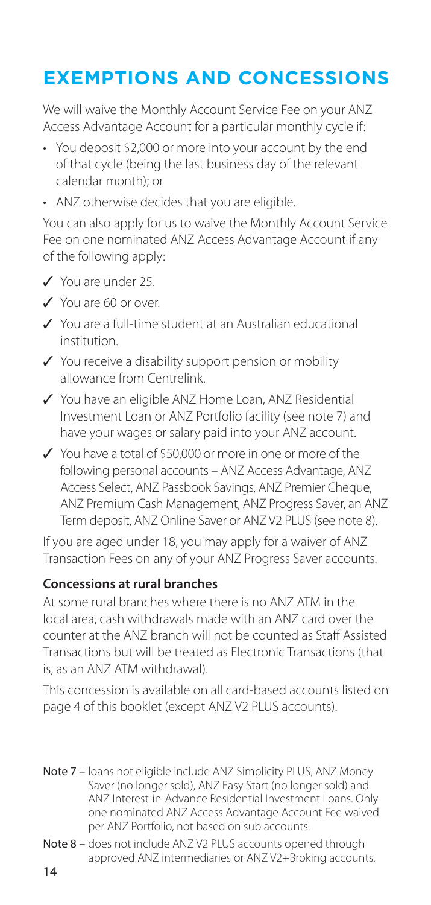# EXEMPTIONS AND CONCESSIONS

We will waive the Monthly Account Service Fee on your ANZ Access Advantage Account for a particular monthly cycle if:

- You deposit $2,000 or more into your account by the end of that cycle (being the last business day of the relevant calendar month); or
- ANZ otherwise decides that you are eligible.

You can also apply for us to waive the Monthly Account Service Fee on one nominated ANZ Access Advantage Account if any of the following apply:

- ✓ You are under 25.
- ✓ You are 60 or over.
- ✓ You are a full-time student at an Australian educational institution.
- ✓ You receive a disability support pension or mobility allowance from Centrelink.
- ✓ You have an eligible ANZ Home Loan, ANZ Residential Investment Loan or ANZ Portfolio facility (see note 7) and have your wages or salary paid into your ANZ account.
- ✓ You have a total of $50,000 or more in one or more of the following personal accounts – ANZ Access Advantage, ANZ Access Select, ANZ Passbook Savings, ANZ Premier Cheque, ANZ Premium Cash Management, ANZ Progress Saver, an ANZ Term deposit, ANZ Online Saver or ANZ V2 PLUS (see note 8).

If you are aged under 18, you may apply for a waiver of ANZ Transaction Fees on any of your ANZ Progress Saver accounts.

### Concessions at rural branches

At some rural branches where there is no ANZ ATM in the local area, cash withdrawals made with an ANZ card over the counter at the ANZ branch will not be counted as Staff Assisted Transactions but will be treated as Electronic Transactions (that is, as an ANZ ATM withdrawal).

This concession is available on all card-based accounts listed on page 4 of this booklet (except ANZ V2 PLUS accounts).

**Note 7 –** loans not eligible include ANZ Simplicity PLUS, ANZ Money Saver (no longer sold), ANZ Easy Start (no longer sold) and ANZ Interest-in-Advance Residential Investment Loans. Only one nominated ANZ Access Advantage Account Fee waived per ANZ Portfolio, not based on sub accounts.

**Note 8 –** does not include ANZ V2 PLUS accounts opened through approved ANZ intermediaries or ANZ V2+Broking accounts.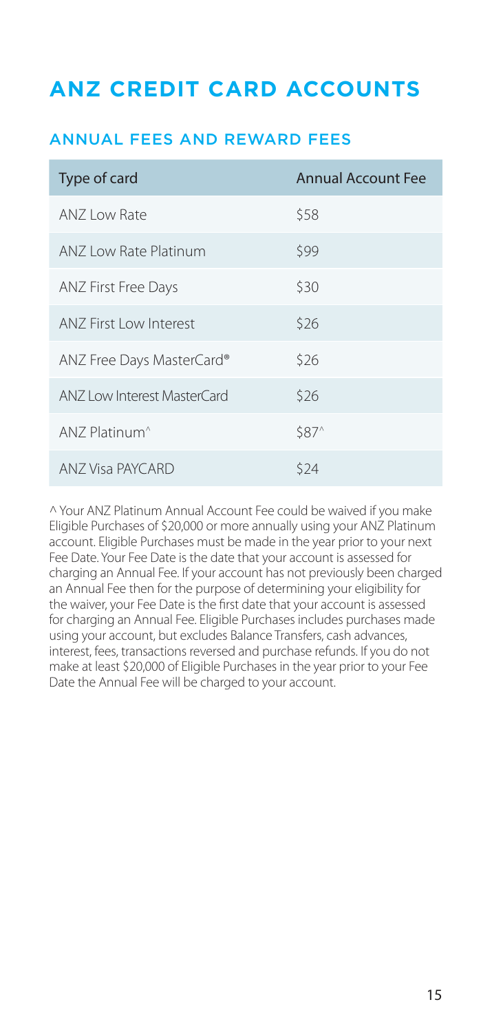# ANZ CREDIT CARD ACCOUNTS

## ANNUAL FEES AND REWARD FEES

| Type of card | Annual Account Fee |
| --- | --- |
| ANZ Low Rate | $58 |
| ANZ Low Rate Platinum | $99 |
| ANZ First Free Days | $30 |
| ANZ First Low Interest | $26 |
| ANZ Free Days MasterCard® | $26 |
| ANZ Low Interest MasterCard | $26 |
| ANZ Platinum^ | $87^ |
| ANZ Visa PAYCARD | $24 |

^ Your ANZ Platinum Annual Account Fee could be waived if you make Eligible Purchases of $20,000 or more annually using your ANZ Platinum account. Eligible Purchases must be made in the year prior to your next Fee Date. Your Fee Date is the date that your account is assessed for charging an Annual Fee. If your account has not previously been charged an Annual Fee then for the purpose of determining your eligibility for the waiver, your Fee Date is the first date that your account is assessed for charging an Annual Fee. Eligible Purchases includes purchases made using your account, but excludes Balance Transfers, cash advances, interest, fees, transactions reversed and purchase refunds. If you do not make at least $20,000 of Eligible Purchases in the year prior to your Fee Date the Annual Fee will be charged to your account.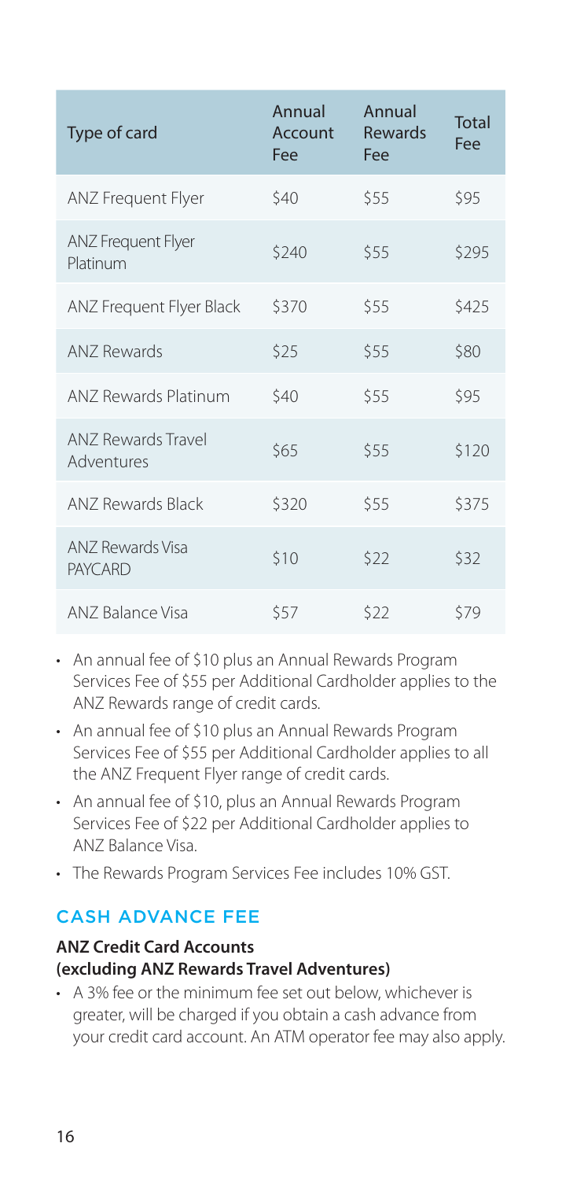| Type of card | Annual Account Fee | Annual Rewards Fee | Total Fee |
| --- | --- | --- | --- |
| ANZ Frequent Flyer | $40 | $55 | $95 |
| ANZ Frequent Flyer Platinum | $240 | $55 | $295 |
| ANZ Frequent Flyer Black | $370 | $55 | $425 |
| ANZ Rewards | $25 | $55 | $80 |
| ANZ Rewards Platinum | $40 | $55 | $95 |
| ANZ Rewards Travel Adventures | $65 | $55 | $120 |
| ANZ Rewards Black | $320 | $55 | $375 |
| ANZ Rewards Visa PAYCARD | $10 | $22 | $32 |
| ANZ Balance Visa | $57 | $22 | $79 |

- An annual fee of $10 plus an Annual Rewards Program Services Fee of $55 per Additional Cardholder applies to the ANZ Rewards range of credit cards.
- An annual fee of $10 plus an Annual Rewards Program Services Fee of $55 per Additional Cardholder applies to all the ANZ Frequent Flyer range of credit cards.
- An annual fee of $10, plus an Annual Rewards Program Services Fee of $22 per Additional Cardholder applies to ANZ Balance Visa.
- The Rewards Program Services Fee includes 10% GST.

## CASH ADVANCE FEE

**ANZ Credit Card Accounts (excluding ANZ Rewards Travel Adventures)**

- A 3% fee or the minimum fee set out below, whichever is greater, will be charged if you obtain a cash advance from your credit card account. An ATM operator fee may also apply.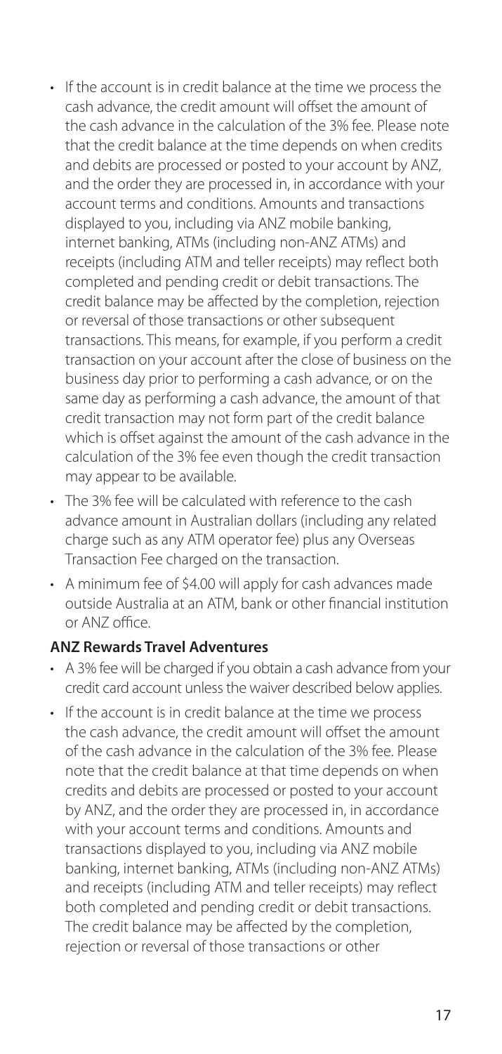- If the account is in credit balance at the time we process the cash advance, the credit amount will offset the amount of the cash advance in the calculation of the 3% fee. Please note that the credit balance at the time depends on when credits and debits are processed or posted to your account by ANZ, and the order they are processed in, in accordance with your account terms and conditions. Amounts and transactions displayed to you, including via ANZ mobile banking, internet banking, ATMs (including non-ANZ ATMs) and receipts (including ATM and teller receipts) may reflect both completed and pending credit or debit transactions. The credit balance may be affected by the completion, rejection or reversal of those transactions or other subsequent transactions. This means, for example, if you perform a credit transaction on your account after the close of business on the business day prior to performing a cash advance, or on the same day as performing a cash advance, the amount of that credit transaction may not form part of the credit balance which is offset against the amount of the cash advance in the calculation of the 3% fee even though the credit transaction may appear to be available.
- The 3% fee will be calculated with reference to the cash advance amount in Australian dollars (including any related charge such as any ATM operator fee) plus any Overseas Transaction Fee charged on the transaction.
- A minimum fee of $4.00 will apply for cash advances made outside Australia at an ATM, bank or other financial institution or ANZ office.

**ANZ Rewards Travel Adventures**

- A 3% fee will be charged if you obtain a cash advance from your credit card account unless the waiver described below applies.
- If the account is in credit balance at the time we process the cash advance, the credit amount will offset the amount of the cash advance in the calculation of the 3% fee. Please note that the credit balance at that time depends on when credits and debits are processed or posted to your account by ANZ, and the order they are processed in, in accordance with your account terms and conditions. Amounts and transactions displayed to you, including via ANZ mobile banking, internet banking, ATMs (including non-ANZ ATMs) and receipts (including ATM and teller receipts) may reflect both completed and pending credit or debit transactions. The credit balance may be affected by the completion, rejection or reversal of those transactions or other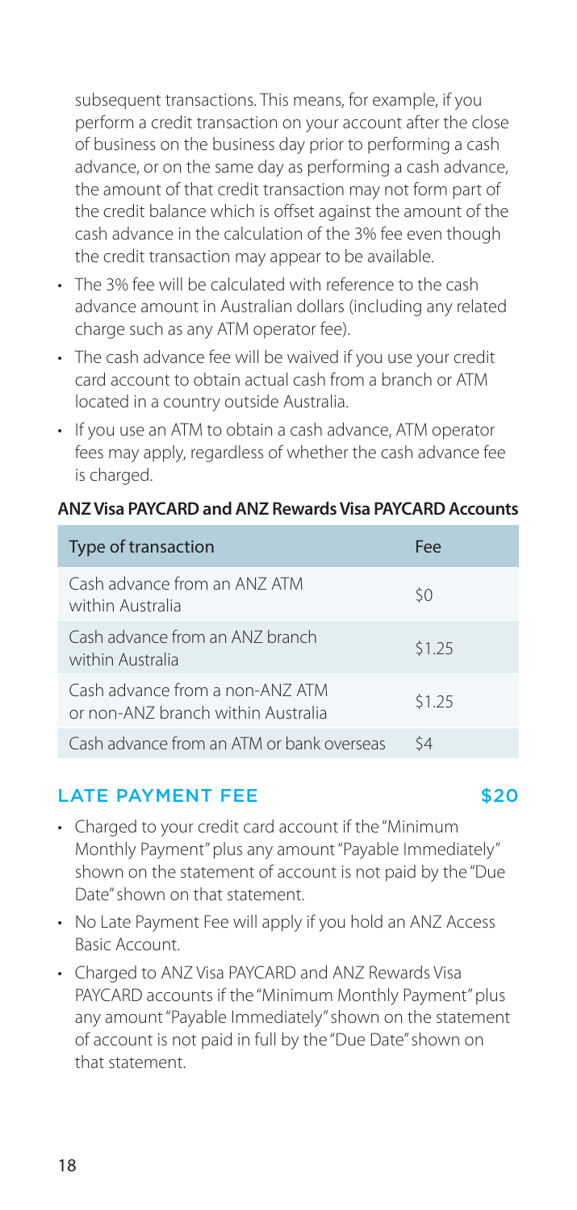subsequent transactions. This means, for example, if you perform a credit transaction on your account after the close of business on the business day prior to performing a cash advance, or on the same day as performing a cash advance, the amount of that credit transaction may not form part of the credit balance which is offset against the amount of the cash advance in the calculation of the 3% fee even though the credit transaction may appear to be available.

- The 3% fee will be calculated with reference to the cash advance amount in Australian dollars (including any related charge such as any ATM operator fee).
- The cash advance fee will be waived if you use your credit card account to obtain actual cash from a branch or ATM located in a country outside Australia.
- If you use an ATM to obtain a cash advance, ATM operator fees may apply, regardless of whether the cash advance fee is charged.

**ANZ Visa PAYCARD and ANZ Rewards Visa PAYCARD Accounts**

| Type of transaction | Fee |
| --- | --- |
| Cash advance from an ANZ ATM within Australia | $0 |
| Cash advance from an ANZ branch within Australia | $1.25 |
| Cash advance from a non-ANZ ATM or non-ANZ branch within Australia | $1.25 |
| Cash advance from an ATM or bank overseas | $4 |

## LATE PAYMENT FEE $20

- Charged to your credit card account if the "Minimum Monthly Payment" plus any amount "Payable Immediately" shown on the statement of account is not paid by the "Due Date" shown on that statement.
- No Late Payment Fee will apply if you hold an ANZ Access Basic Account.
- Charged to ANZ Visa PAYCARD and ANZ Rewards Visa PAYCARD accounts if the "Minimum Monthly Payment" plus any amount "Payable Immediately" shown on the statement of account is not paid in full by the "Due Date" shown on that statement.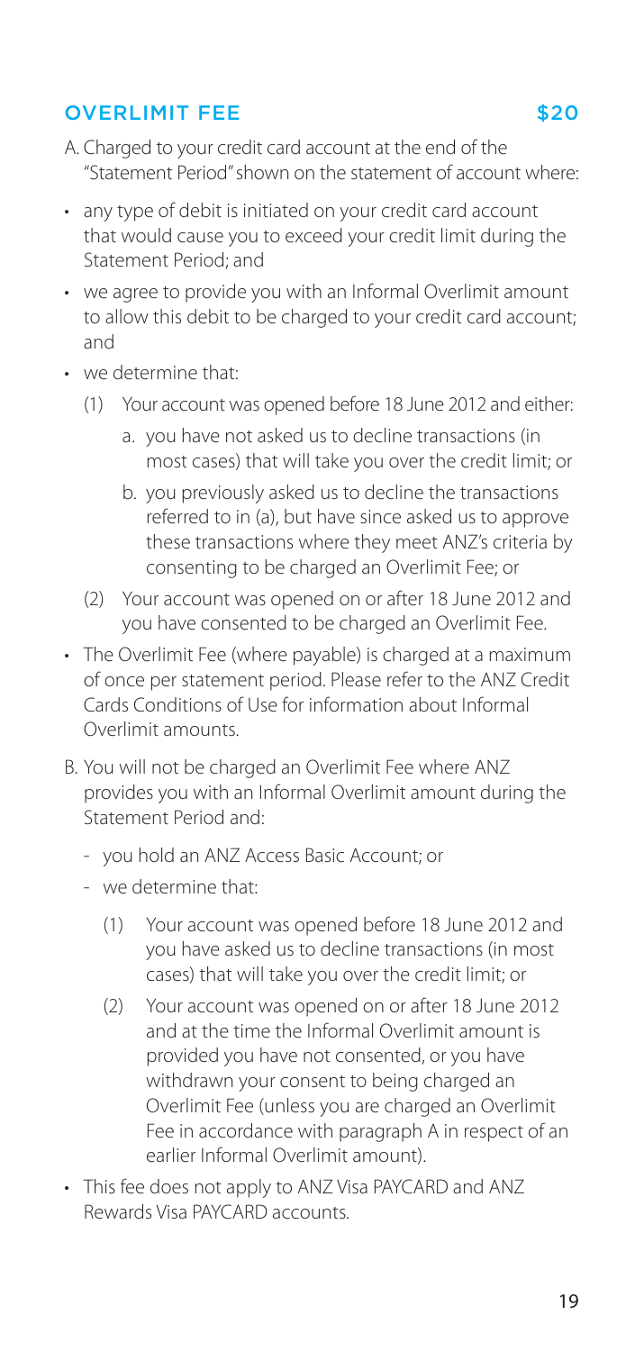## OVERLIMIT FEE $20

A. Charged to your credit card account at the end of the "Statement Period" shown on the statement of account where:

- any type of debit is initiated on your credit card account that would cause you to exceed your credit limit during the Statement Period; and
- we agree to provide you with an Informal Overlimit amount to allow this debit to be charged to your credit card account; and
- we determine that:
  - (1) Your account was opened before 18 June 2012 and either:
    - a. you have not asked us to decline transactions (in most cases) that will take you over the credit limit; or
    - b. you previously asked us to decline the transactions referred to in (a), but have since asked us to approve these transactions where they meet ANZ's criteria by consenting to be charged an Overlimit Fee; or
  - (2) Your account was opened on or after 18 June 2012 and you have consented to be charged an Overlimit Fee.
- The Overlimit Fee (where payable) is charged at a maximum of once per statement period. Please refer to the ANZ Credit Cards Conditions of Use for information about Informal Overlimit amounts.

B. You will not be charged an Overlimit Fee where ANZ provides you with an Informal Overlimit amount during the Statement Period and:

- you hold an ANZ Access Basic Account; or
- we determine that:
  - (1) Your account was opened before 18 June 2012 and you have asked us to decline transactions (in most cases) that will take you over the credit limit; or
  - (2) Your account was opened on or after 18 June 2012 and at the time the Informal Overlimit amount is provided you have not consented, or you have withdrawn your consent to being charged an Overlimit Fee (unless you are charged an Overlimit Fee in accordance with paragraph A in respect of an earlier Informal Overlimit amount).

- This fee does not apply to ANZ Visa PAYCARD and ANZ Rewards Visa PAYCARD accounts.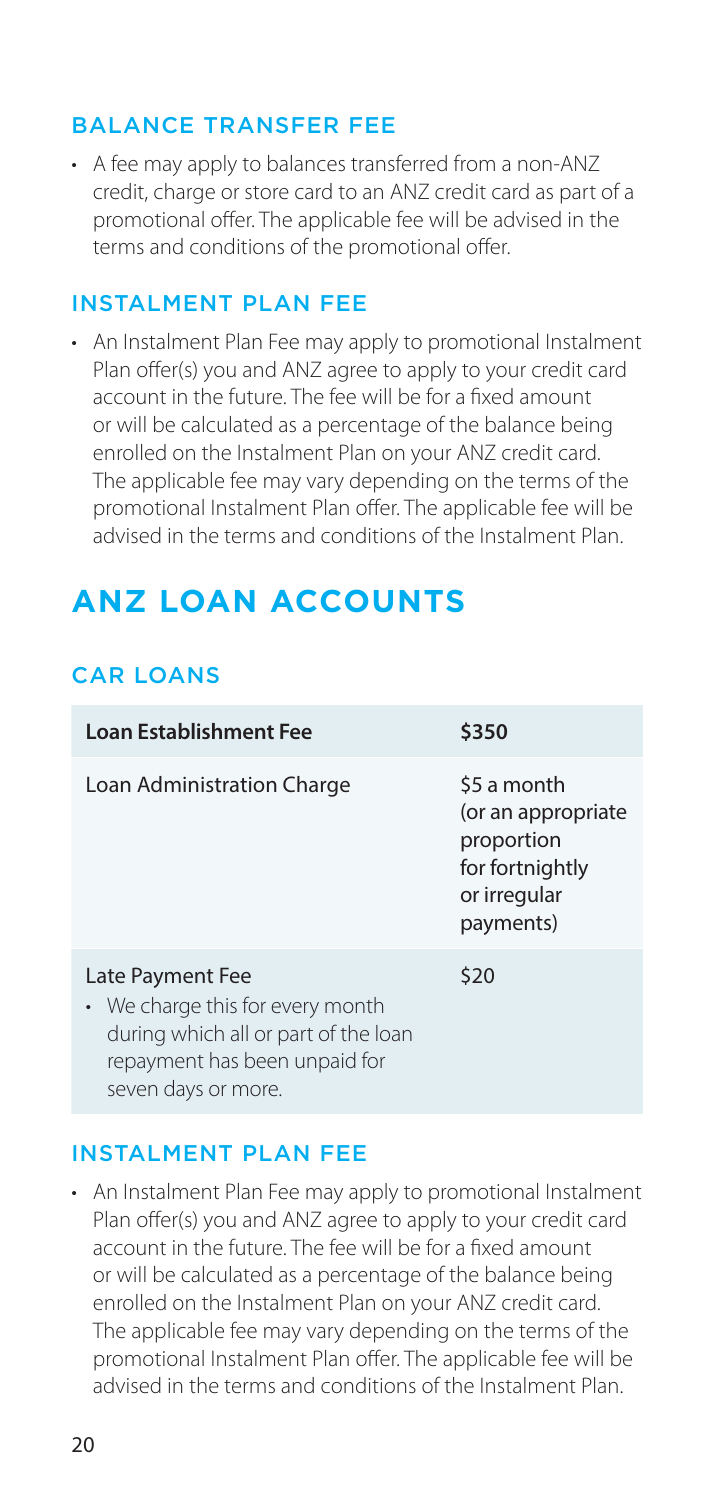### BALANCE TRANSFER FEE

- A fee may apply to balances transferred from a non-ANZ credit, charge or store card to an ANZ credit card as part of a promotional offer. The applicable fee will be advised in the terms and conditions of the promotional offer.

### INSTALMENT PLAN FEE

- An Instalment Plan Fee may apply to promotional Instalment Plan offer(s) you and ANZ agree to apply to your credit card account in the future. The fee will be for a fixed amount or will be calculated as a percentage of the balance being enrolled on the Instalment Plan on your ANZ credit card. The applicable fee may vary depending on the terms of the promotional Instalment Plan offer. The applicable fee will be advised in the terms and conditions of the Instalment Plan.

# ANZ LOAN ACCOUNTS

### CAR LOANS

| **Loan Establishment Fee** | **$350** |
|---|---|
| Loan Administration Charge | $5 a month (or an appropriate proportion for fortnightly or irregular payments) |
| Late Payment Fee<br>• We charge this for every month during which all or part of the loan repayment has been unpaid for seven days or more. | $20 |

### INSTALMENT PLAN FEE

- An Instalment Plan Fee may apply to promotional Instalment Plan offer(s) you and ANZ agree to apply to your credit card account in the future. The fee will be for a fixed amount or will be calculated as a percentage of the balance being enrolled on the Instalment Plan on your ANZ credit card. The applicable fee may vary depending on the terms of the promotional Instalment Plan offer. The applicable fee will be advised in the terms and conditions of the Instalment Plan.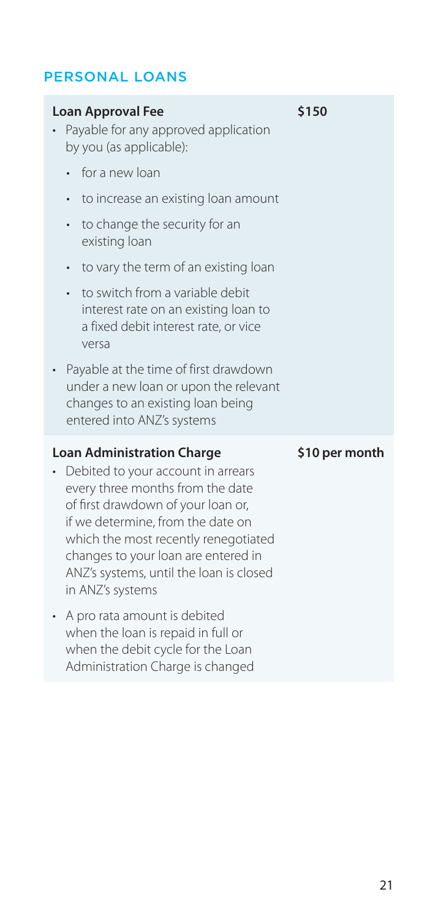## PERSONAL LOANS

| | |
|---|---|
| **Loan Approval Fee**<br>• Payable for any approved application by you (as applicable):<br>  • for a new loan<br>  • to increase an existing loan amount<br>  • to change the security for an existing loan<br>  • to vary the term of an existing loan<br>  • to switch from a variable debit interest rate on an existing loan to a fixed debit interest rate, or vice versa<br>• Payable at the time of first drawdown under a new loan or upon the relevant changes to an existing loan being entered into ANZ's systems | **$150** |
| **Loan Administration Charge**<br>• Debited to your account in arrears every three months from the date of first drawdown of your loan or, if we determine, from the date on which the most recently renegotiated changes to your loan are entered in ANZ's systems, until the loan is closed in ANZ's systems<br>• A pro rata amount is debited when the loan is repaid in full or when the debit cycle for the Loan Administration Charge is changed | **$10 per month** |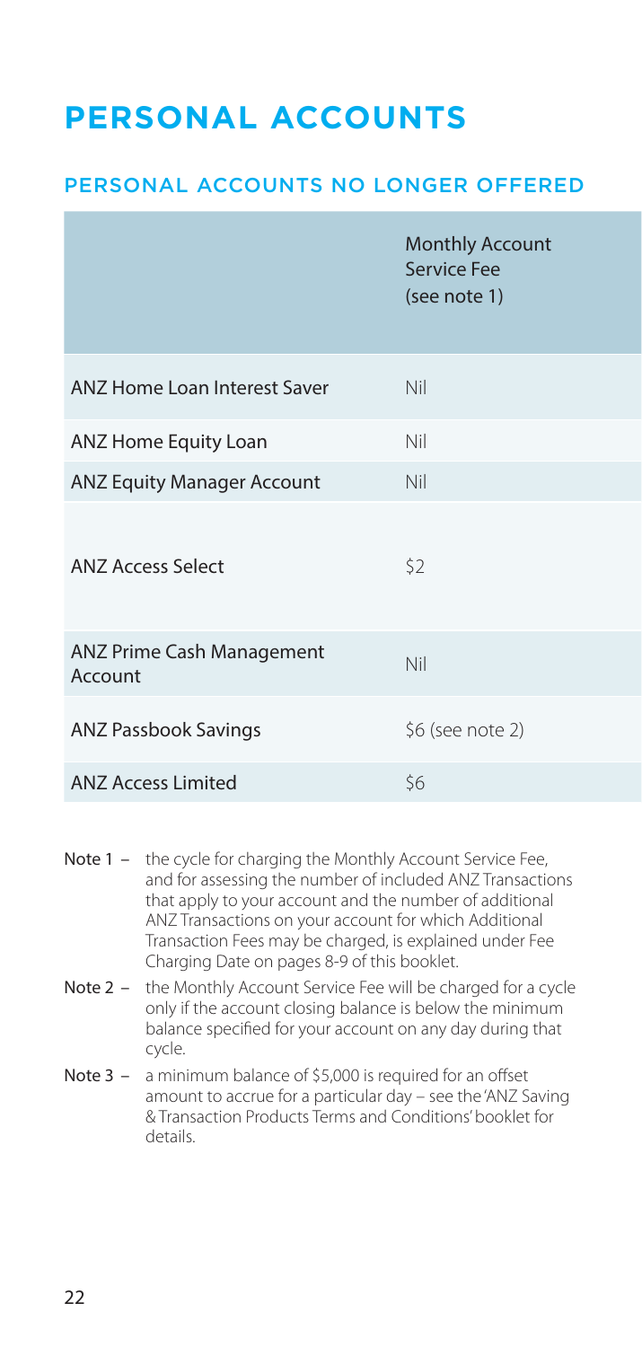# PERSONAL ACCOUNTS

## PERSONAL ACCOUNTS NO LONGER OFFERED

| | Monthly Account Service Fee (see note 1) |
|---|---|
| ANZ Home Loan Interest Saver | Nil |
| ANZ Home Equity Loan | Nil |
| ANZ Equity Manager Account | Nil |
| ANZ Access Select | $2 |
| ANZ Prime Cash Management Account | Nil |
| ANZ Passbook Savings | $6 (see note 2) |
| ANZ Access Limited | $6 |

**Note 1 –** the cycle for charging the Monthly Account Service Fee, and for assessing the number of included ANZ Transactions that apply to your account and the number of additional ANZ Transactions on your account for which Additional Transaction Fees may be charged, is explained under Fee Charging Date on pages 8-9 of this booklet.

**Note 2 –** the Monthly Account Service Fee will be charged for a cycle only if the account closing balance is below the minimum balance specified for your account on any day during that cycle.

**Note 3 –** a minimum balance of $5,000 is required for an offset amount to accrue for a particular day – see the 'ANZ Saving & Transaction Products Terms and Conditions' booklet for details.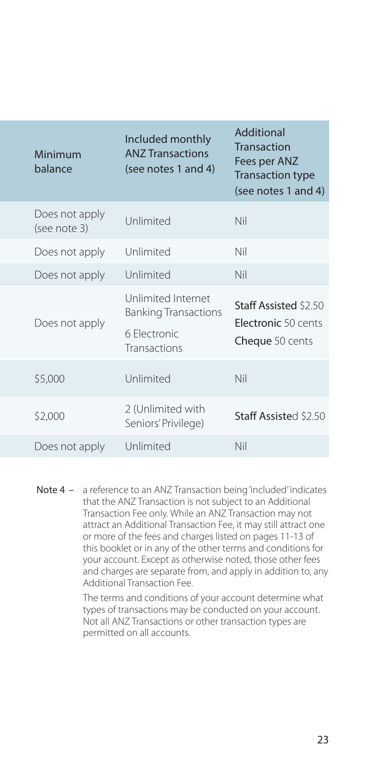| Minimum balance | Included monthly ANZ Transactions (see notes 1 and 4) | Additional Transaction Fees per ANZ Transaction type (see notes 1 and 4) |
|---|---|---|
| Does not apply (see note 3) | Unlimited | Nil |
| Does not apply | Unlimited | Nil |
| Does not apply | Unlimited | Nil |
| Does not apply | Unlimited Internet Banking Transactions<br>6 Electronic Transactions | **Staff Assisted** \$2.50<br>**Electronic** 50 cents<br>**Cheque** 50 cents |
| \$5,000 | Unlimited | Nil |
| \$2,000 | 2 (Unlimited with Seniors' Privilege) | **Staff Assisted** \$2.50 |
| Does not apply | Unlimited | Nil |

**Note 4 –** a reference to an ANZ Transaction being 'included' indicates that the ANZ Transaction is not subject to an Additional Transaction Fee only. While an ANZ Transaction may not attract an Additional Transaction Fee, it may still attract one or more of the fees and charges listed on pages 11-13 of this booklet or in any of the other terms and conditions for your account. Except as otherwise noted, those other fees and charges are separate from, and apply in addition to, any Additional Transaction Fee.

The terms and conditions of your account determine what types of transactions may be conducted on your account. Not all ANZ Transactions or other transaction types are permitted on all accounts.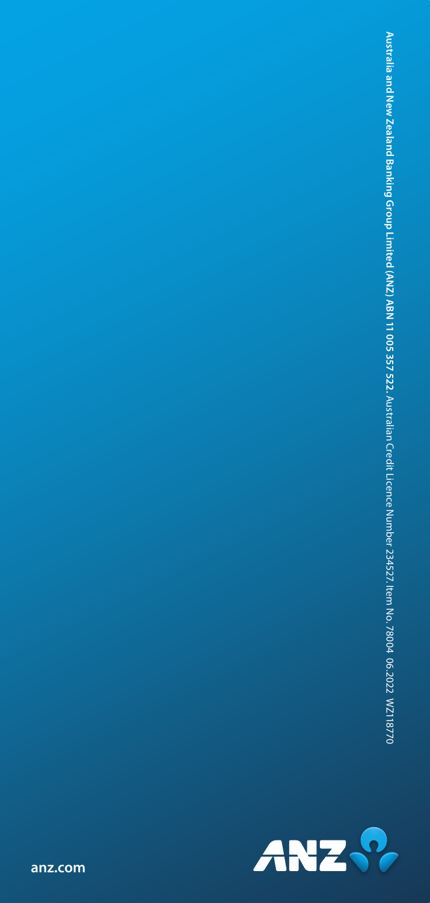**Australia and New Zealand Banking Group Limited (ANZ) ABN 11 005 357 522.** Australian Credit Licence Number 234527. Item No. 78004 06.2022 WZ118770

**anz.com**